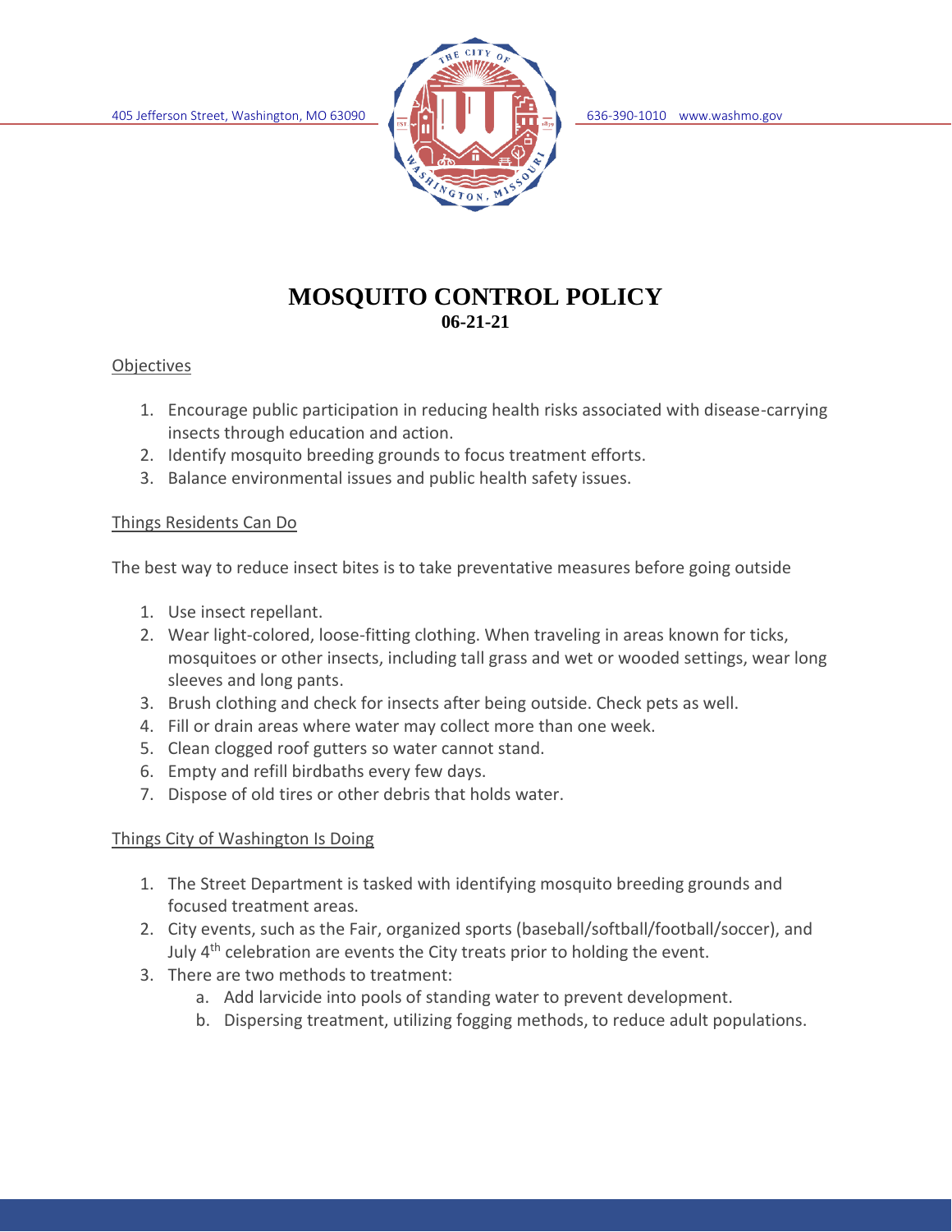405 Jefferson Street, Washington, MO 63090 636-390-1010 www.washmo.gov

# MOSQUITO CONTROL POLICY

**06-21-21**

## Objectives

1. Encourage public participation in reducing health risks associated with disease-carrying insects through education and action.
2. Identify mosquito breeding grounds to focus treatment efforts.
3. Balance environmental issues and public health safety issues.

## Things Residents Can Do

The best way to reduce insect bites is to take preventative measures before going outside

1. Use insect repellant.
2. Wear light-colored, loose-fitting clothing. When traveling in areas known for ticks, mosquitoes or other insects, including tall grass and wet or wooded settings, wear long sleeves and long pants.
3. Brush clothing and check for insects after being outside. Check pets as well.
4. Fill or drain areas where water may collect more than one week.
5. Clean clogged roof gutters so water cannot stand.
6. Empty and refill birdbaths every few days.
7. Dispose of old tires or other debris that holds water.

## Things City of Washington Is Doing

1. The Street Department is tasked with identifying mosquito breeding grounds and focused treatment areas.
2. City events, such as the Fair, organized sports (baseball/softball/football/soccer), and July 4th celebration are events the City treats prior to holding the event.
3. There are two methods to treatment:
   a. Add larvicide into pools of standing water to prevent development.
   b. Dispersing treatment, utilizing fogging methods, to reduce adult populations.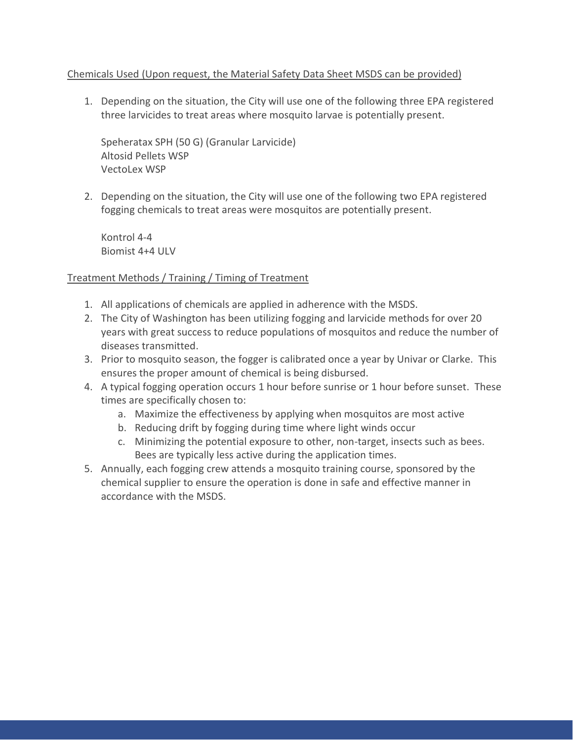<u>Chemicals Used (Upon request, the Material Safety Data Sheet MSDS can be provided)</u>

1. Depending on the situation, the City will use one of the following three EPA registered three larvicides to treat areas where mosquito larvae is potentially present.

   Speheratax SPH (50 G) (Granular Larvicide)
   Altosid Pellets WSP
   VectoLex WSP

2. Depending on the situation, the City will use one of the following two EPA registered fogging chemicals to treat areas were mosquitos are potentially present.

   Kontrol 4-4
   Biomist 4+4 ULV

<u>Treatment Methods / Training / Timing of Treatment</u>

1. All applications of chemicals are applied in adherence with the MSDS.
2. The City of Washington has been utilizing fogging and larvicide methods for over 20 years with great success to reduce populations of mosquitos and reduce the number of diseases transmitted.
3. Prior to mosquito season, the fogger is calibrated once a year by Univar or Clarke. This ensures the proper amount of chemical is being disbursed.
4. A typical fogging operation occurs 1 hour before sunrise or 1 hour before sunset. These times are specifically chosen to:
   a. Maximize the effectiveness by applying when mosquitos are most active
   b. Reducing drift by fogging during time where light winds occur
   c. Minimizing the potential exposure to other, non-target, insects such as bees. Bees are typically less active during the application times.
5. Annually, each fogging crew attends a mosquito training course, sponsored by the chemical supplier to ensure the operation is done in safe and effective manner in accordance with the MSDS.